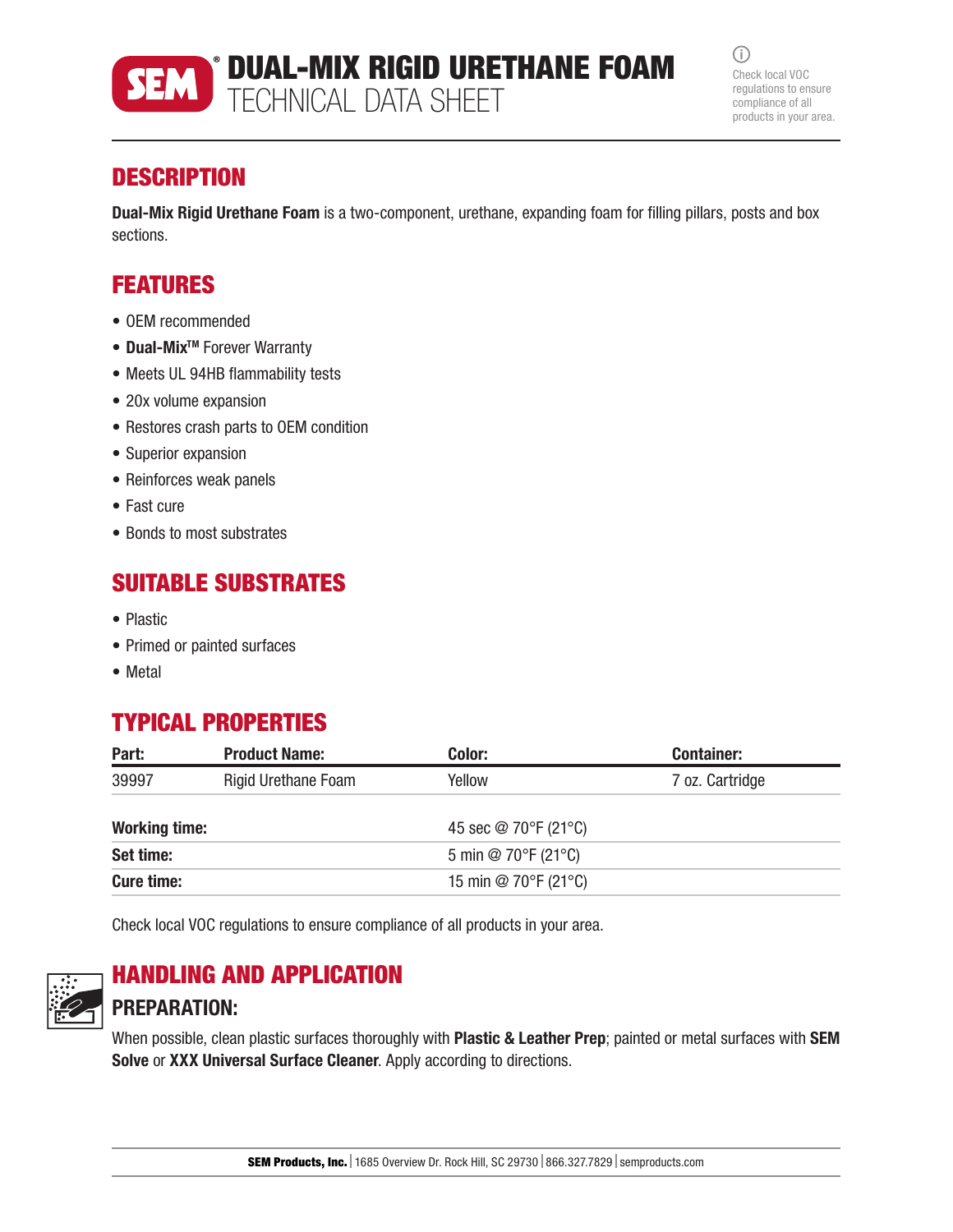# DUAL-MIX RIGID URETHANE FOAM
## TECHNICAL DATA SHEET

Check local VOC regulations to ensure compliance of all products in your area.

## DESCRIPTION

**Dual-Mix Rigid Urethane Foam** is a two-component, urethane, expanding foam for filling pillars, posts and box sections.

## FEATURES

- OEM recommended
- **Dual-Mix™** Forever Warranty
- Meets UL 94HB flammability tests
- 20x volume expansion
- Restores crash parts to OEM condition
- Superior expansion
- Reinforces weak panels
- Fast cure
- Bonds to most substrates

## SUITABLE SUBSTRATES

- Plastic
- Primed or painted surfaces
- Metal

## TYPICAL PROPERTIES

| Part: | Product Name: | Color: | Container: |
|---|---|---|---|
| 39997 | Rigid Urethane Foam | Yellow | 7 oz. Cartridge |

| | |
|---|---|
| **Working time:** | 45 sec @ 70°F (21°C) |
| **Set time:** | 5 min @ 70°F (21°C) |
| **Cure time:** | 15 min @ 70°F (21°C) |

Check local VOC regulations to ensure compliance of all products in your area.

## HANDLING AND APPLICATION

### PREPARATION:

When possible, clean plastic surfaces thoroughly with **Plastic & Leather Prep**; painted or metal surfaces with **SEM Solve** or **XXX Universal Surface Cleaner**. Apply according to directions.

**SEM Products, Inc.** | 1685 Overview Dr. Rock Hill, SC 29730 | 866.327.7829 | semproducts.com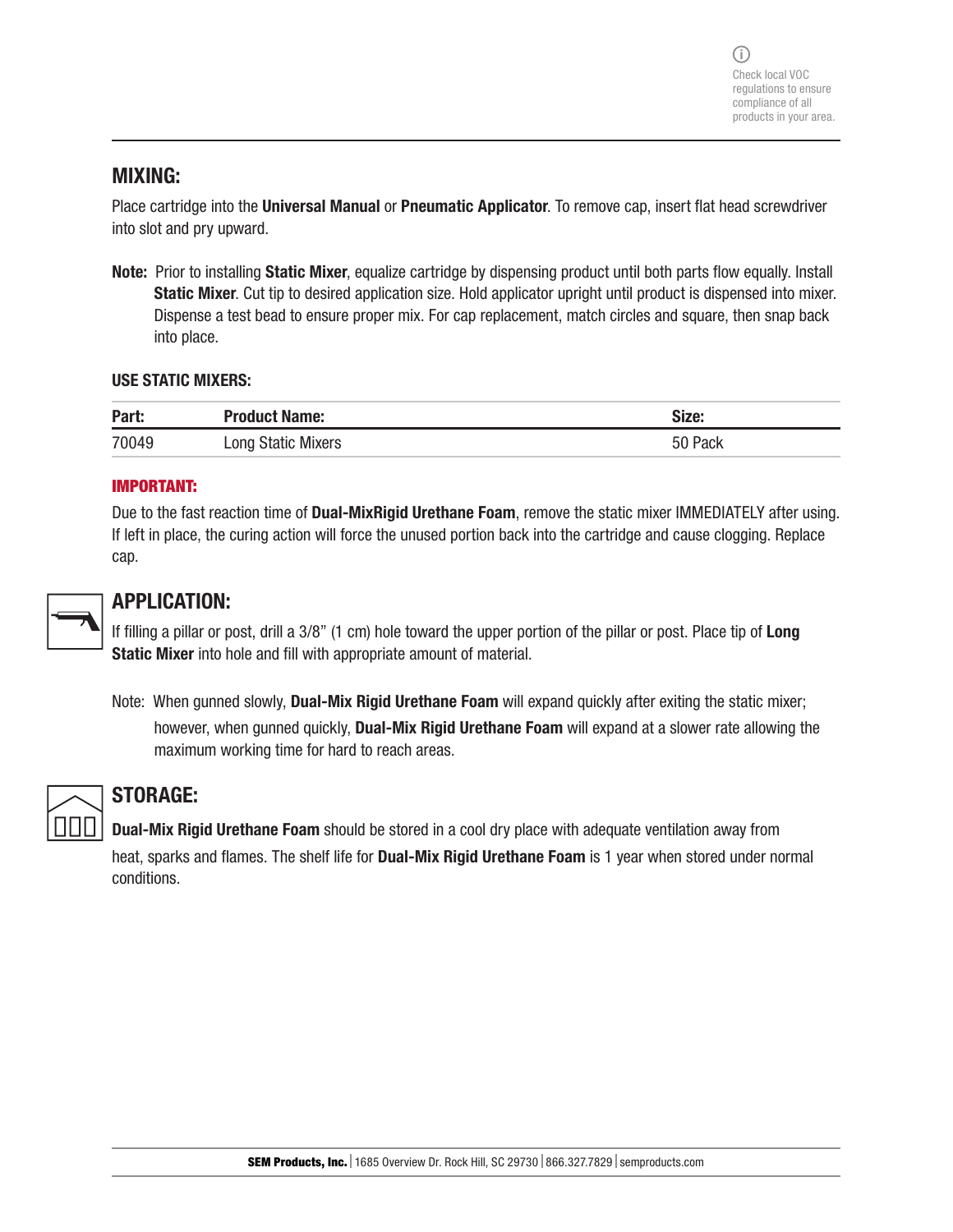Check local VOC regulations to ensure compliance of all products in your area.

## MIXING:

Place cartridge into the **Universal Manual** or **Pneumatic Applicator**. To remove cap, insert flat head screwdriver into slot and pry upward.

**Note:** Prior to installing **Static Mixer**, equalize cartridge by dispensing product until both parts flow equally. Install **Static Mixer**. Cut tip to desired application size. Hold applicator upright until product is dispensed into mixer. Dispense a test bead to ensure proper mix. For cap replacement, match circles and square, then snap back into place.

### USE STATIC MIXERS:

| Part: | Product Name: | Size: |
|---|---|---|
| 70049 | Long Static Mixers | 50 Pack |

**IMPORTANT:**

Due to the fast reaction time of **Dual-MixRigid Urethane Foam**, remove the static mixer IMMEDIATELY after using. If left in place, the curing action will force the unused portion back into the cartridge and cause clogging. Replace cap.

## APPLICATION:

If filling a pillar or post, drill a 3/8" (1 cm) hole toward the upper portion of the pillar or post. Place tip of **Long Static Mixer** into hole and fill with appropriate amount of material.

Note: When gunned slowly, **Dual-Mix Rigid Urethane Foam** will expand quickly after exiting the static mixer; however, when gunned quickly, **Dual-Mix Rigid Urethane Foam** will expand at a slower rate allowing the maximum working time for hard to reach areas.

## STORAGE:

**Dual-Mix Rigid Urethane Foam** should be stored in a cool dry place with adequate ventilation away from heat, sparks and flames. The shelf life for **Dual-Mix Rigid Urethane Foam** is 1 year when stored under normal conditions.

**SEM Products, Inc.** | 1685 Overview Dr. Rock Hill, SC 29730 | 866.327.7829 | semproducts.com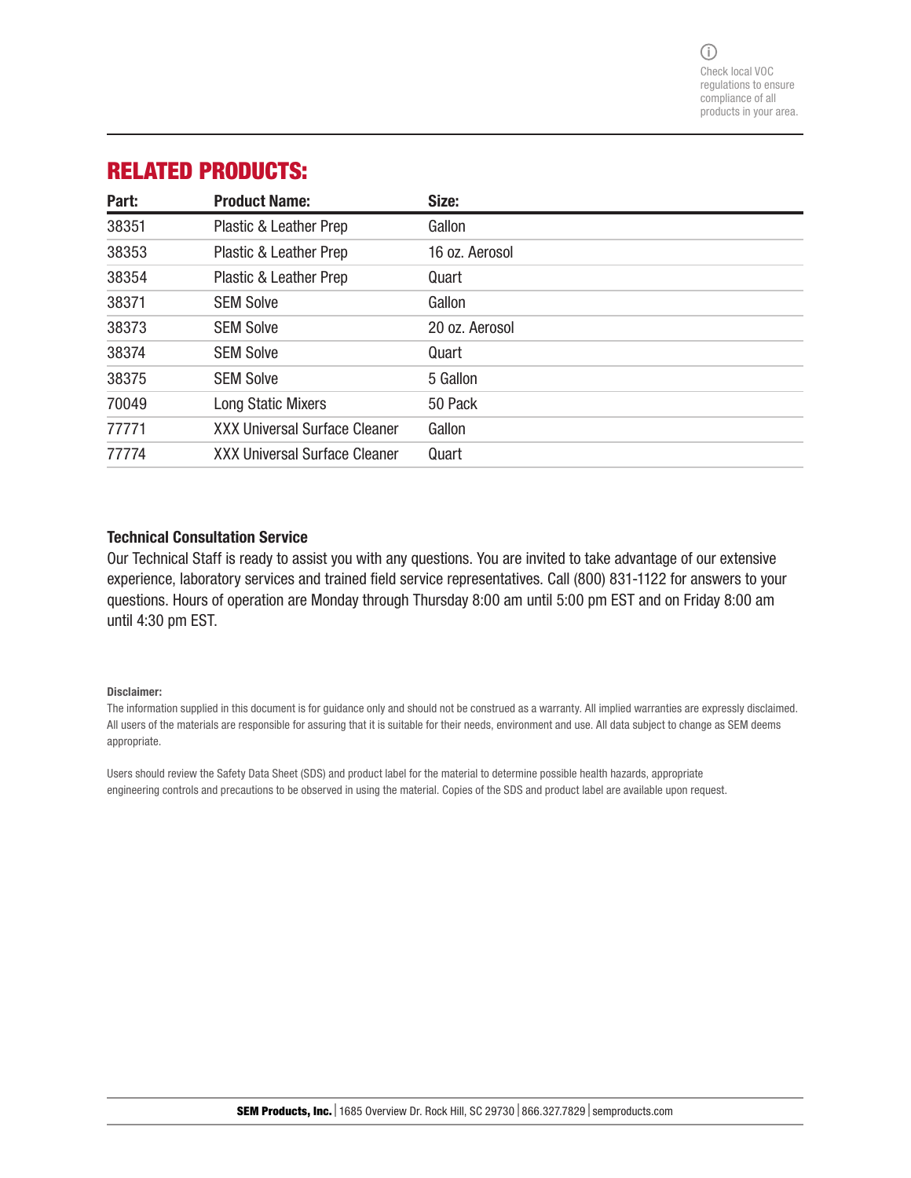Check local VOC regulations to ensure compliance of all products in your area.

## RELATED PRODUCTS:

| Part: | Product Name: | Size: |
|---|---|---|
| 38351 | Plastic & Leather Prep | Gallon |
| 38353 | Plastic & Leather Prep | 16 oz. Aerosol |
| 38354 | Plastic & Leather Prep | Quart |
| 38371 | SEM Solve | Gallon |
| 38373 | SEM Solve | 20 oz. Aerosol |
| 38374 | SEM Solve | Quart |
| 38375 | SEM Solve | 5 Gallon |
| 70049 | Long Static Mixers | 50 Pack |
| 77771 | XXX Universal Surface Cleaner | Gallon |
| 77774 | XXX Universal Surface Cleaner | Quart |

**Technical Consultation Service**

Our Technical Staff is ready to assist you with any questions. You are invited to take advantage of our extensive experience, laboratory services and trained field service representatives. Call (800) 831-1122 for answers to your questions. Hours of operation are Monday through Thursday 8:00 am until 5:00 pm EST and on Friday 8:00 am until 4:30 pm EST.

**Disclaimer:**

The information supplied in this document is for guidance only and should not be construed as a warranty. All implied warranties are expressly disclaimed. All users of the materials are responsible for assuring that it is suitable for their needs, environment and use. All data subject to change as SEM deems appropriate.

Users should review the Safety Data Sheet (SDS) and product label for the material to determine possible health hazards, appropriate engineering controls and precautions to be observed in using the material. Copies of the SDS and product label are available upon request.

**SEM Products, Inc.** | 1685 Overview Dr. Rock Hill, SC 29730 | 866.327.7829 | semproducts.com